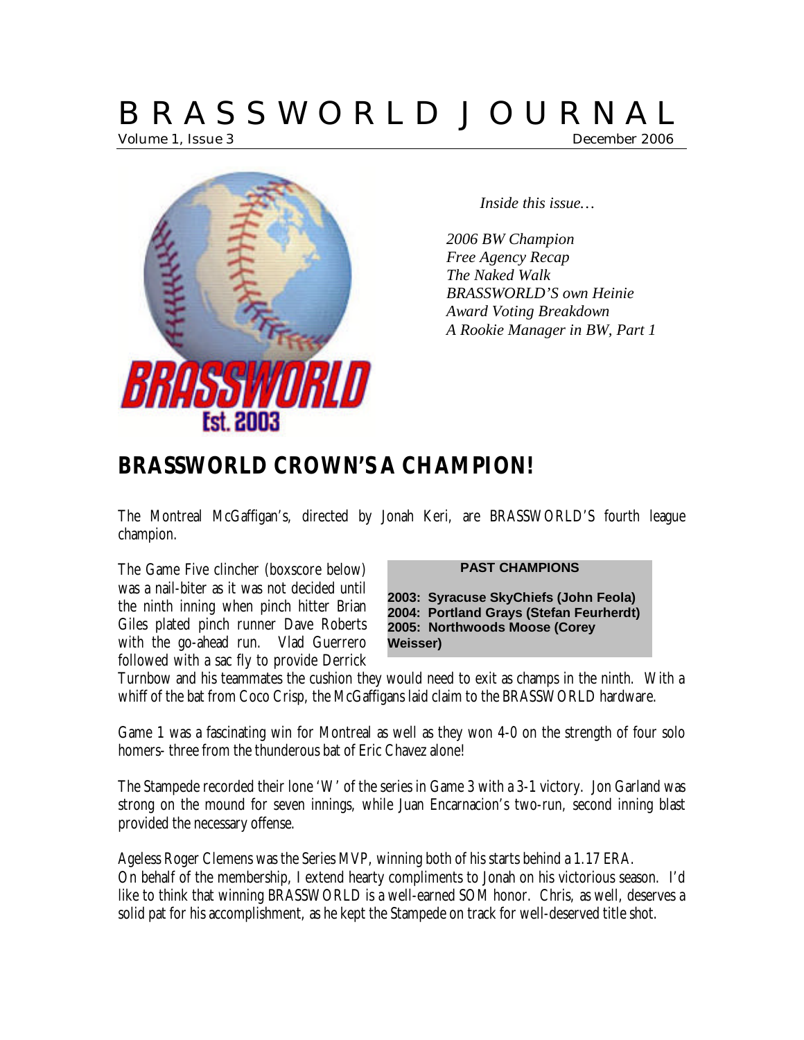# B R A S S W O R L D   J O U R N A L

Volume 1, Issue 3 — December 2006

*Inside this issue…*

*2006 BW Champion*
*Free Agency Recap*
*The Naked Walk*
*BRASSWORLD'S own Heinie*
*Award Voting Breakdown*
*A Rookie Manager in BW, Part 1*

## BRASSWORLD CROWN'S A CHAMPION!

The Montreal McGaffigan's, directed by Jonah Keri, are BRASSWORLD'S fourth league champion.

The Game Five clincher (boxscore below) was a nail-biter as it was not decided until the ninth inning when pinch hitter Brian Giles plated pinch runner Dave Roberts with the go-ahead run. Vlad Guerrero followed with a sac fly to provide Derrick Turnbow and his teammates the cushion they would need to exit as champs in the ninth. With a whiff of the bat from Coco Crisp, the McGaffigans laid claim to the BRASSWORLD hardware.

**PAST CHAMPIONS**

**2003: Syracuse SkyChiefs (John Feola)**
**2004: Portland Grays (Stefan Feurherdt)**
**2005: Northwoods Moose (Corey Weisser)**

Game 1 was a fascinating win for Montreal as well as they won 4-0 on the strength of four solo homers- three from the thunderous bat of Eric Chavez alone!

The Stampede recorded their lone 'W' of the series in Game 3 with a 3-1 victory. Jon Garland was strong on the mound for seven innings, while Juan Encarnacion's two-run, second inning blast provided the necessary offense.

Ageless Roger Clemens was the Series MVP, winning both of his starts behind a 1.17 ERA.
On behalf of the membership, I extend hearty compliments to Jonah on his victorious season. I'd like to think that winning BRASSWORLD is a well-earned SOM honor. Chris, as well, deserves a solid pat for his accomplishment, as he kept the Stampede on track for well-deserved title shot.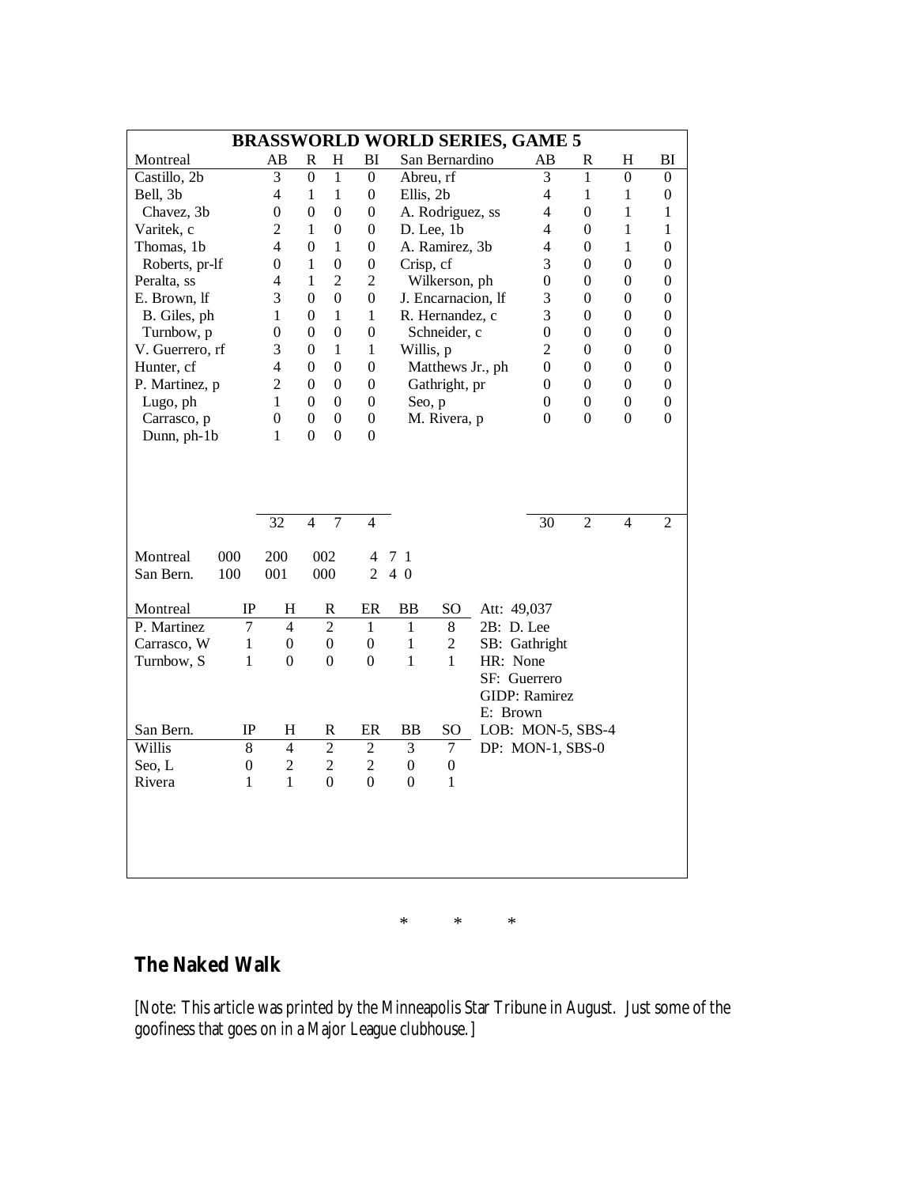## BRASSWORLD WORLD SERIES, GAME 5

| Montreal | AB | R | H | BI | San Bernardino | AB | R | H | BI |
|---|---|---|---|---|---|---|---|---|---|
| Castillo, 2b | 3 | 0 | 1 | 0 | Abreu, rf | 3 | 1 | 0 | 0 |
| Bell, 3b | 4 | 1 | 1 | 0 | Ellis, 2b | 4 | 1 | 1 | 0 |
| Chavez, 3b | 0 | 0 | 0 | 0 | A. Rodriguez, ss | 4 | 0 | 1 | 1 |
| Varitek, c | 2 | 1 | 0 | 0 | D. Lee, 1b | 4 | 0 | 1 | 1 |
| Thomas, 1b | 4 | 0 | 1 | 0 | A. Ramirez, 3b | 4 | 0 | 1 | 0 |
| Roberts, pr-lf | 0 | 1 | 0 | 0 | Crisp, cf | 3 | 0 | 0 | 0 |
| Peralta, ss | 4 | 1 | 2 | 2 | Wilkerson, ph | 0 | 0 | 0 | 0 |
| E. Brown, lf | 3 | 0 | 0 | 0 | J. Encarnacion, lf | 3 | 0 | 0 | 0 |
| B. Giles, ph | 1 | 0 | 1 | 1 | R. Hernandez, c | 3 | 0 | 0 | 0 |
| Turnbow, p | 0 | 0 | 0 | 0 | Schneider, c | 0 | 0 | 0 | 0 |
| V. Guerrero, rf | 3 | 0 | 1 | 1 | Willis, p | 2 | 0 | 0 | 0 |
| Hunter, cf | 4 | 0 | 0 | 0 | Matthews Jr., ph | 0 | 0 | 0 | 0 |
| P. Martinez, p | 2 | 0 | 0 | 0 | Gathright, pr | 0 | 0 | 0 | 0 |
| Lugo, ph | 1 | 0 | 0 | 0 | Seo, p | 0 | 0 | 0 | 0 |
| Carrasco, p | 0 | 0 | 0 | 0 | M. Rivera, p | 0 | 0 | 0 | 0 |
| Dunn, ph-1b | 1 | 0 | 0 | 0 | | | | | |
| | 32 | 4 | 7 | 4 | | 30 | 2 | 4 | 2 |

| | | | | R | H | E |
|---|---|---|---|---|---|---|
| Montreal | 000 | 200 | 002 | 4 | 7 | 1 |
| San Bern. | 100 | 001 | 000 | 2 | 4 | 0 |

| Montreal | IP | H | R | ER | BB | SO |
|---|---|---|---|---|---|---|
| P. Martinez | 7 | 4 | 2 | 1 | 1 | 8 |
| Carrasco, W | 1 | 0 | 0 | 0 | 1 | 2 |
| Turnbow, S | 1 | 0 | 0 | 0 | 1 | 1 |

| San Bern. | IP | H | R | ER | BB | SO |
|---|---|---|---|---|---|---|
| Willis | 8 | 4 | 2 | 2 | 3 | 7 |
| Seo, L | 0 | 2 | 2 | 2 | 0 | 0 |
| Rivera | 1 | 1 | 0 | 0 | 0 | 1 |

Att: 49,037
2B: D. Lee
SB: Gathright
HR: None
SF: Guerrero
GIDP: Ramirez
E: Brown
LOB: MON-5, SBS-4
DP: MON-1, SBS-0

\* \* \*

## The Naked Walk

[Note: This article was printed by the Minneapolis Star Tribune in August. Just some of the goofiness that goes on in a Major League clubhouse.]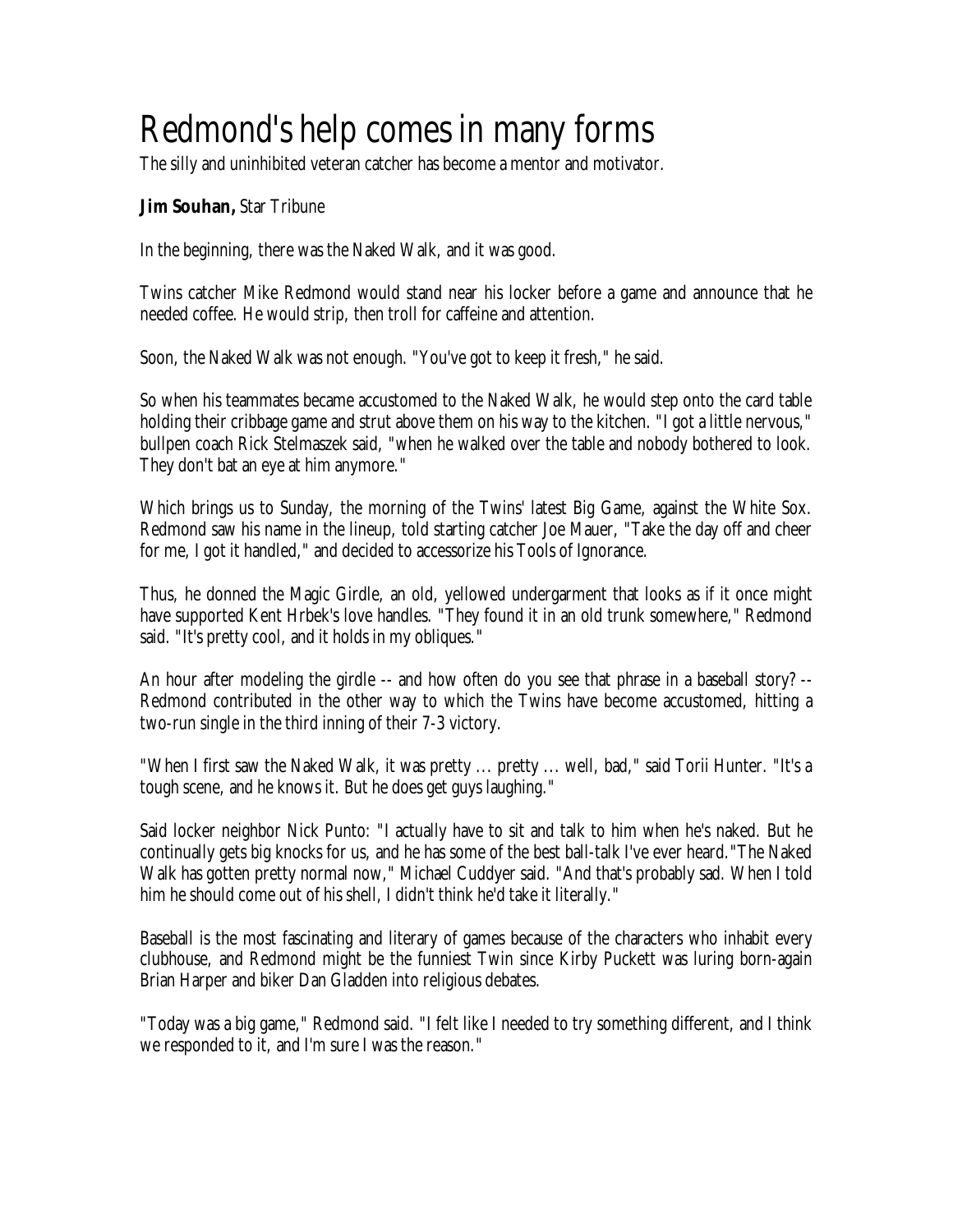# Redmond's help comes in many forms

The silly and uninhibited veteran catcher has become a mentor and motivator.

**Jim Souhan,** Star Tribune

In the beginning, there was the Naked Walk, and it was good.

Twins catcher Mike Redmond would stand near his locker before a game and announce that he needed coffee. He would strip, then troll for caffeine and attention.

Soon, the Naked Walk was not enough. "You've got to keep it fresh," he said.

So when his teammates became accustomed to the Naked Walk, he would step onto the card table holding their cribbage game and strut above them on his way to the kitchen. "I got a little nervous," bullpen coach Rick Stelmaszek said, "when he walked over the table and nobody bothered to look. They don't bat an eye at him anymore."

Which brings us to Sunday, the morning of the Twins' latest Big Game, against the White Sox. Redmond saw his name in the lineup, told starting catcher Joe Mauer, "Take the day off and cheer for me, I got it handled," and decided to accessorize his Tools of Ignorance.

Thus, he donned the Magic Girdle, an old, yellowed undergarment that looks as if it once might have supported Kent Hrbek's love handles. "They found it in an old trunk somewhere," Redmond said. "It's pretty cool, and it holds in my obliques."

An hour after modeling the girdle -- and how often do you see that phrase in a baseball story? -- Redmond contributed in the other way to which the Twins have become accustomed, hitting a two-run single in the third inning of their 7-3 victory.

"When I first saw the Naked Walk, it was pretty ... pretty ... well, bad," said Torii Hunter. "It's a tough scene, and he knows it. But he does get guys laughing."

Said locker neighbor Nick Punto: "I actually have to sit and talk to him when he's naked. But he continually gets big knocks for us, and he has some of the best ball-talk I've ever heard."The Naked Walk has gotten pretty normal now," Michael Cuddyer said. "And that's probably sad. When I told him he should come out of his shell, I didn't think he'd take it literally."

Baseball is the most fascinating and literary of games because of the characters who inhabit every clubhouse, and Redmond might be the funniest Twin since Kirby Puckett was luring born-again Brian Harper and biker Dan Gladden into religious debates.

"Today was a big game," Redmond said. "I felt like I needed to try something different, and I think we responded to it, and I'm sure I was the reason."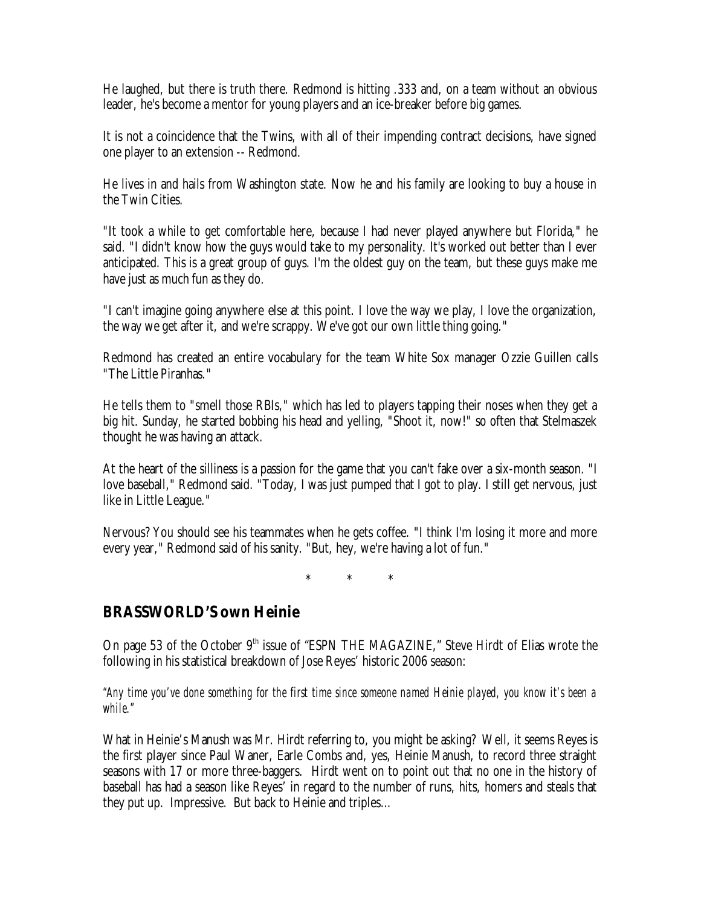He laughed, but there is truth there. Redmond is hitting .333 and, on a team without an obvious leader, he's become a mentor for young players and an ice-breaker before big games.

It is not a coincidence that the Twins, with all of their impending contract decisions, have signed one player to an extension -- Redmond.

He lives in and hails from Washington state. Now he and his family are looking to buy a house in the Twin Cities.

"It took a while to get comfortable here, because I had never played anywhere but Florida," he said. "I didn't know how the guys would take to my personality. It's worked out better than I ever anticipated. This is a great group of guys. I'm the oldest guy on the team, but these guys make me have just as much fun as they do.

"I can't imagine going anywhere else at this point. I love the way we play, I love the organization, the way we get after it, and we're scrappy. We've got our own little thing going."

Redmond has created an entire vocabulary for the team White Sox manager Ozzie Guillen calls "The Little Piranhas."

He tells them to "smell those RBIs," which has led to players tapping their noses when they get a big hit. Sunday, he started bobbing his head and yelling, "Shoot it, now!" so often that Stelmaszek thought he was having an attack.

At the heart of the silliness is a passion for the game that you can't fake over a six-month season. "I love baseball," Redmond said. "Today, I was just pumped that I got to play. I still get nervous, just like in Little League."

Nervous? You should see his teammates when he gets coffee. "I think I'm losing it more and more every year," Redmond said of his sanity. "But, hey, we're having a lot of fun."

\* \* \*

## BRASSWORLD'S own Heinie

On page 53 of the October 9th issue of "ESPN THE MAGAZINE," Steve Hirdt of Elias wrote the following in his statistical breakdown of Jose Reyes' historic 2006 season:

*"Any time you've done something for the first time since someone named Heinie played, you know it's been a while."*

What in Heinie's Manush was Mr. Hirdt referring to, you might be asking? Well, it seems Reyes is the first player since Paul Waner, Earle Combs and, yes, Heinie Manush, to record three straight seasons with 17 or more three-baggers. Hirdt went on to point out that no one in the history of baseball has had a season like Reyes' in regard to the number of runs, hits, homers and steals that they put up. Impressive. But back to Heinie and triples…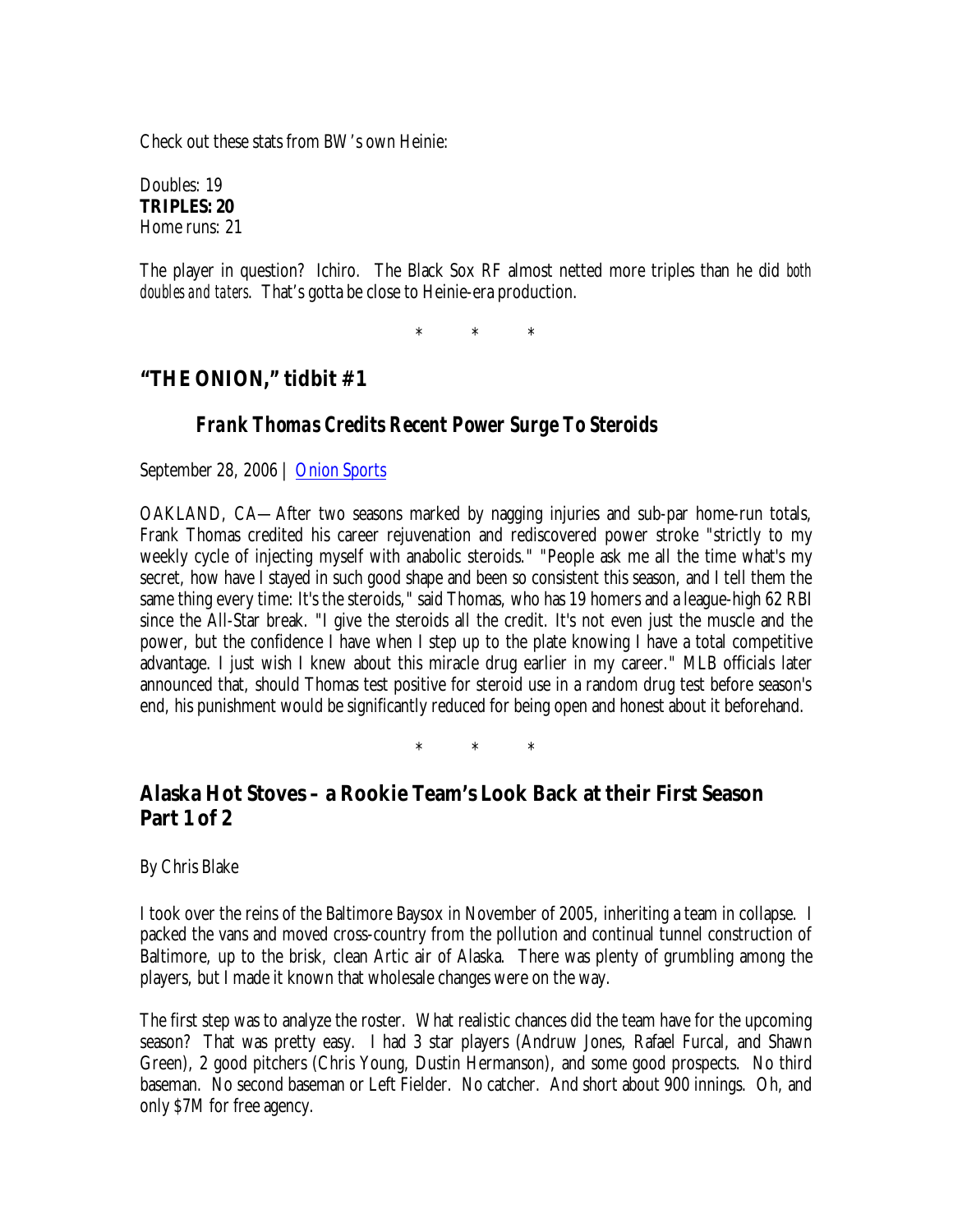Check out these stats from BW's own Heinie:

Doubles: 19
**TRIPLES: 20**
Home runs: 21

The player in question? Ichiro. The Black Sox RF almost netted more triples than he did *both doubles and taters*. That's gotta be close to Heinie-era production.

\*    \*    \*

## "THE ONION," tidbit #1

### *Frank Thomas Credits Recent Power Surge To Steroids*

September 28, 2006 | [Onion Sports]

OAKLAND, CA—After two seasons marked by nagging injuries and sub-par home-run totals, Frank Thomas credited his career rejuvenation and rediscovered power stroke "strictly to my weekly cycle of injecting myself with anabolic steroids." "People ask me all the time what's my secret, how have I stayed in such good shape and been so consistent this season, and I tell them the same thing every time: It's the steroids," said Thomas, who has 19 homers and a league-high 62 RBI since the All-Star break. "I give the steroids all the credit. It's not even just the muscle and the power, but the confidence I have when I step up to the plate knowing I have a total competitive advantage. I just wish I knew about this miracle drug earlier in my career." MLB officials later announced that, should Thomas test positive for steroid use in a random drug test before season's end, his punishment would be significantly reduced for being open and honest about it beforehand.

\*    \*    \*

## Alaska Hot Stoves – a Rookie Team's Look Back at their First Season Part 1 of 2

By Chris Blake

I took over the reins of the Baltimore Baysox in November of 2005, inheriting a team in collapse. I packed the vans and moved cross-country from the pollution and continual tunnel construction of Baltimore, up to the brisk, clean Artic air of Alaska. There was plenty of grumbling among the players, but I made it known that wholesale changes were on the way.

The first step was to analyze the roster. What realistic chances did the team have for the upcoming season? That was pretty easy. I had 3 star players (Andruw Jones, Rafael Furcal, and Shawn Green), 2 good pitchers (Chris Young, Dustin Hermanson), and some good prospects. No third baseman. No second baseman or Left Fielder. No catcher. And short about 900 innings. Oh, and only $7M for free agency.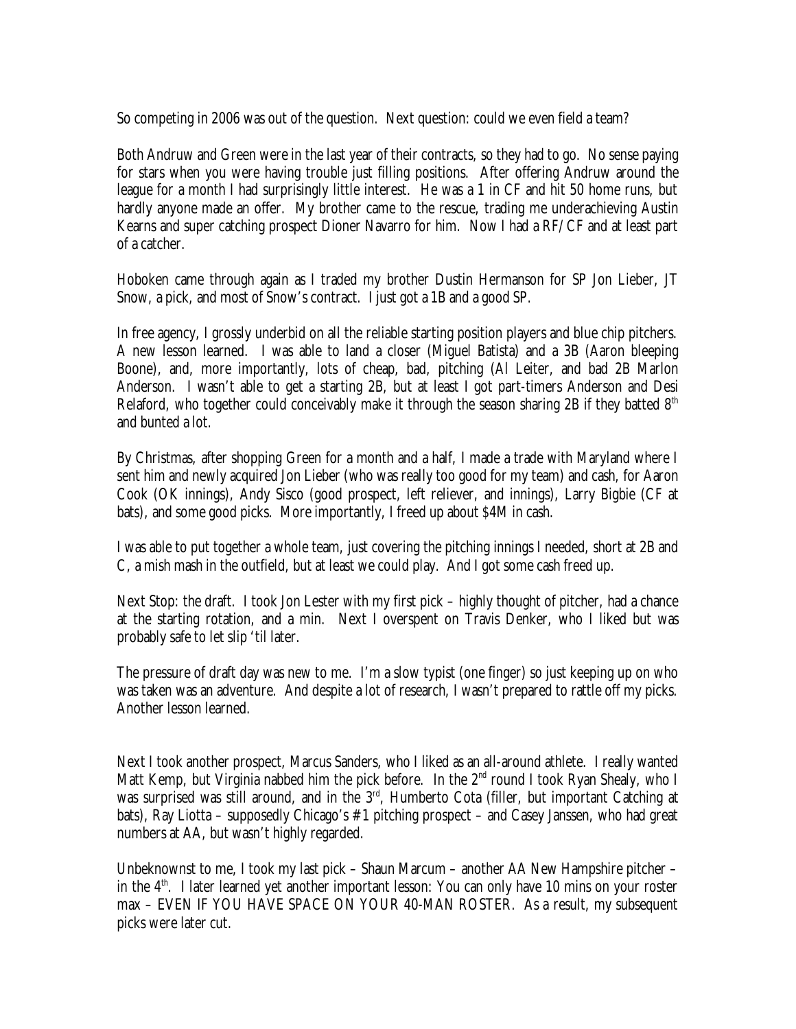So competing in 2006 was out of the question. Next question: could we even field a team?

Both Andruw and Green were in the last year of their contracts, so they had to go. No sense paying for stars when you were having trouble just filling positions. After offering Andruw around the league for a month I had surprisingly little interest. He was a 1 in CF and hit 50 home runs, but hardly anyone made an offer. My brother came to the rescue, trading me underachieving Austin Kearns and super catching prospect Dioner Navarro for him. Now I had a RF/CF and at least part of a catcher.

Hoboken came through again as I traded my brother Dustin Hermanson for SP Jon Lieber, JT Snow, a pick, and most of Snow's contract. I just got a 1B and a good SP.

In free agency, I grossly underbid on all the reliable starting position players and blue chip pitchers. A new lesson learned. I was able to land a closer (Miguel Batista) and a 3B (Aaron bleeping Boone), and, more importantly, lots of cheap, bad, pitching (Al Leiter, and bad 2B Marlon Anderson. I wasn't able to get a starting 2B, but at least I got part-timers Anderson and Desi Relaford, who together could conceivably make it through the season sharing 2B if they batted 8th and bunted a lot.

By Christmas, after shopping Green for a month and a half, I made a trade with Maryland where I sent him and newly acquired Jon Lieber (who was really too good for my team) and cash, for Aaron Cook (OK innings), Andy Sisco (good prospect, left reliever, and innings), Larry Bigbie (CF at bats), and some good picks. More importantly, I freed up about $4M in cash.

I was able to put together a whole team, just covering the pitching innings I needed, short at 2B and C, a mish mash in the outfield, but at least we could play. And I got some cash freed up.

Next Stop: the draft. I took Jon Lester with my first pick – highly thought of pitcher, had a chance at the starting rotation, and a min. Next I overspent on Travis Denker, who I liked but was probably safe to let slip 'til later.

The pressure of draft day was new to me. I'm a slow typist (one finger) so just keeping up on who was taken was an adventure. And despite a lot of research, I wasn't prepared to rattle off my picks. Another lesson learned.

Next I took another prospect, Marcus Sanders, who I liked as an all-around athlete. I really wanted Matt Kemp, but Virginia nabbed him the pick before. In the 2nd round I took Ryan Shealy, who I was surprised was still around, and in the 3rd, Humberto Cota (filler, but important Catching at bats), Ray Liotta – supposedly Chicago's #1 pitching prospect – and Casey Janssen, who had great numbers at AA, but wasn't highly regarded.

Unbeknownst to me, I took my last pick – Shaun Marcum – another AA New Hampshire pitcher – in the 4th. I later learned yet another important lesson: You can only have 10 mins on your roster max – EVEN IF YOU HAVE SPACE ON YOUR 40-MAN ROSTER. As a result, my subsequent picks were later cut.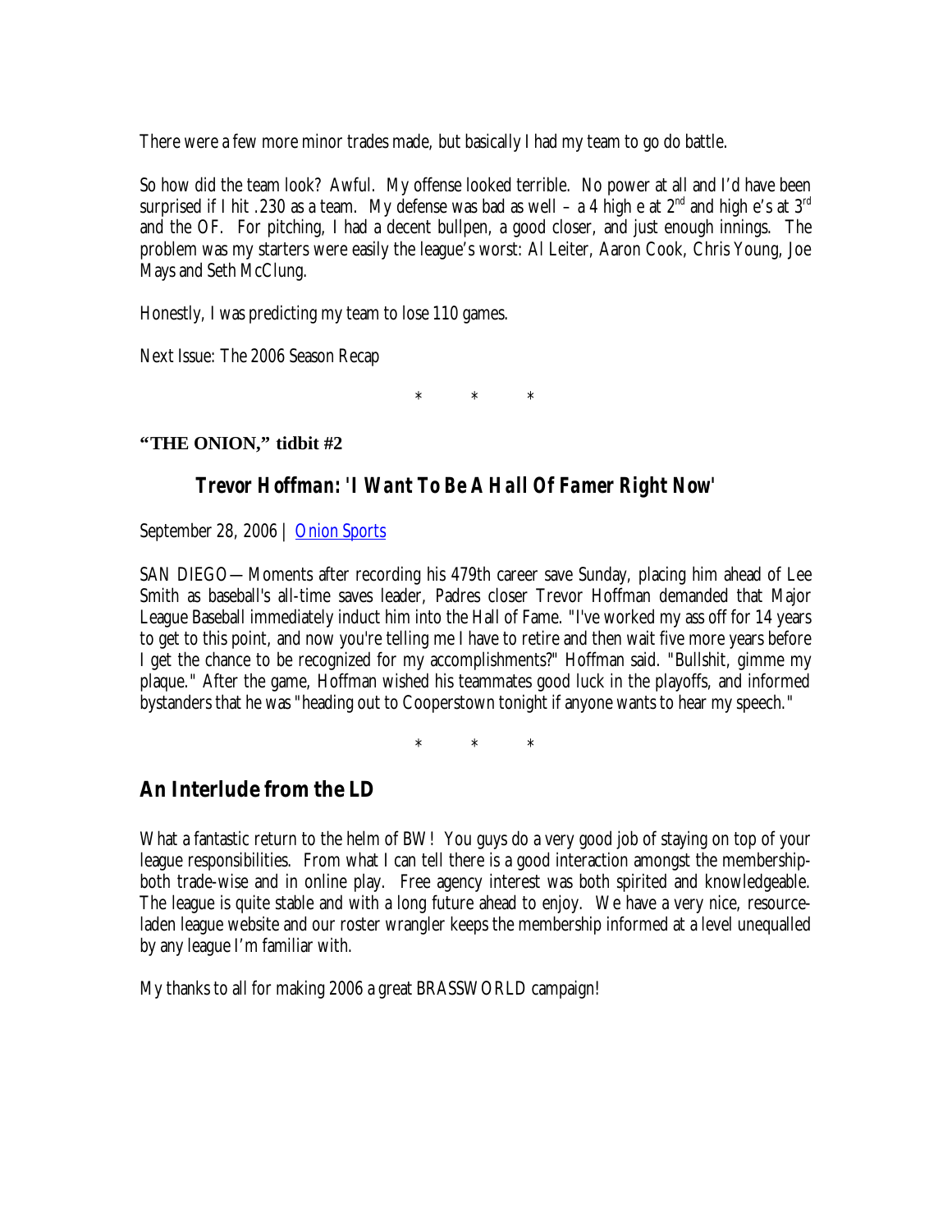There were a few more minor trades made, but basically I had my team to go do battle.

So how did the team look? Awful. My offense looked terrible. No power at all and I'd have been surprised if I hit .230 as a team. My defense was bad as well – a 4 high e at 2nd and high e's at 3rd and the OF. For pitching, I had a decent bullpen, a good closer, and just enough innings. The problem was my starters were easily the league's worst: Al Leiter, Aaron Cook, Chris Young, Joe Mays and Seth McClung.

Honestly, I was predicting my team to lose 110 games.

Next Issue: The 2006 Season Recap

\* \* \*

**"THE ONION," tidbit #2**

### *Trevor Hoffman: 'I Want To Be A Hall Of Famer Right Now'*

September 28, 2006 | Onion Sports

SAN DIEGO—Moments after recording his 479th career save Sunday, placing him ahead of Lee Smith as baseball's all-time saves leader, Padres closer Trevor Hoffman demanded that Major League Baseball immediately induct him into the Hall of Fame. "I've worked my ass off for 14 years to get to this point, and now you're telling me I have to retire and then wait five more years before I get the chance to be recognized for my accomplishments?" Hoffman said. "Bullshit, gimme my plaque." After the game, Hoffman wished his teammates good luck in the playoffs, and informed bystanders that he was "heading out to Cooperstown tonight if anyone wants to hear my speech."

\* \* \*

## An Interlude from the LD

What a fantastic return to the helm of BW! You guys do a very good job of staying on top of your league responsibilities. From what I can tell there is a good interaction amongst the membership- both trade-wise and in online play. Free agency interest was both spirited and knowledgeable. The league is quite stable and with a long future ahead to enjoy. We have a very nice, resource-laden league website and our roster wrangler keeps the membership informed at a level unequalled by any league I'm familiar with.

My thanks to all for making 2006 a great BRASSWORLD campaign!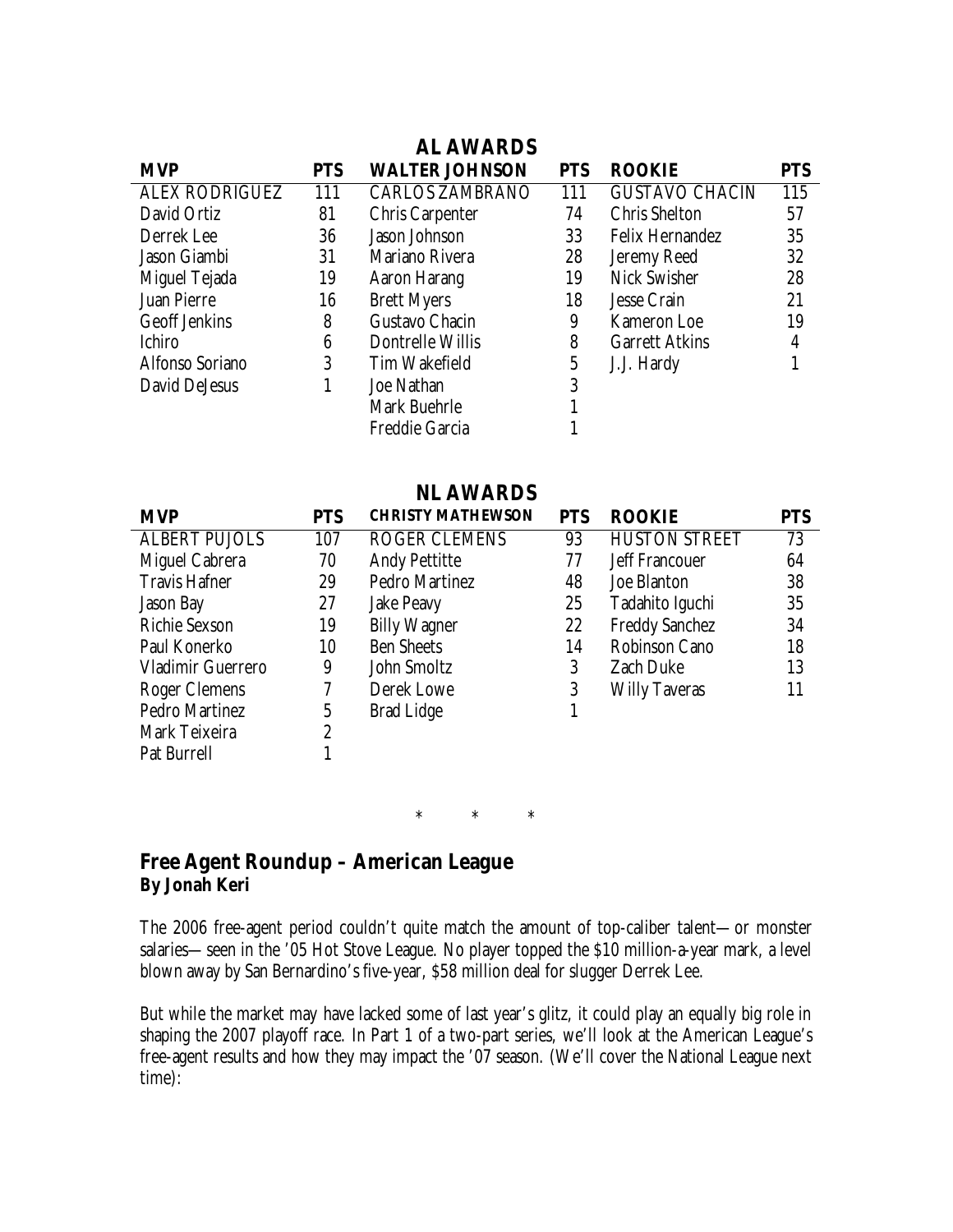## AL AWARDS

| MVP | PTS | WALTER JOHNSON | PTS | ROOKIE | PTS |
|---|---|---|---|---|---|
| ALEX RODRIGUEZ | 111 | CARLOS ZAMBRANO | 111 | GUSTAVO CHACIN | 115 |
| David Ortiz | 81 | Chris Carpenter | 74 | Chris Shelton | 57 |
| Derrek Lee | 36 | Jason Johnson | 33 | Felix Hernandez | 35 |
| Jason Giambi | 31 | Mariano Rivera | 28 | Jeremy Reed | 32 |
| Miguel Tejada | 19 | Aaron Harang | 19 | Nick Swisher | 28 |
| Juan Pierre | 16 | Brett Myers | 18 | Jesse Crain | 21 |
| Geoff Jenkins | 8 | Gustavo Chacin | 9 | Kameron Loe | 19 |
| Ichiro | 6 | Dontrelle Willis | 8 | Garrett Atkins | 4 |
| Alfonso Soriano | 3 | Tim Wakefield | 5 | J.J. Hardy | 1 |
| David DeJesus | 1 | Joe Nathan | 3 | | |
| | | Mark Buehrle | 1 | | |
| | | Freddie Garcia | 1 | | |

## NL AWARDS

| MVP | PTS | CHRISTY MATHEWSON | PTS | ROOKIE | PTS |
|---|---|---|---|---|---|
| ALBERT PUJOLS | 107 | ROGER CLEMENS | 93 | HUSTON STREET | 73 |
| Miguel Cabrera | 70 | Andy Pettitte | 77 | Jeff Francouer | 64 |
| Travis Hafner | 29 | Pedro Martinez | 48 | Joe Blanton | 38 |
| Jason Bay | 27 | Jake Peavy | 25 | Tadahito Iguchi | 35 |
| Richie Sexson | 19 | Billy Wagner | 22 | Freddy Sanchez | 34 |
| Paul Konerko | 10 | Ben Sheets | 14 | Robinson Cano | 18 |
| Vladimir Guerrero | 9 | John Smoltz | 3 | Zach Duke | 13 |
| Roger Clemens | 7 | Derek Lowe | 3 | Willy Taveras | 11 |
| Pedro Martinez | 5 | Brad Lidge | 1 | | |
| Mark Teixeira | 2 | | | | |
| Pat Burrell | 1 | | | | |

\* \* \*

## Free Agent Roundup – American League
**By Jonah Keri**

The 2006 free-agent period couldn't quite match the amount of top-caliber talent—or monster salaries—seen in the '05 Hot Stove League. No player topped the $10 million-a-year mark, a level blown away by San Bernardino's five-year, $58 million deal for slugger Derrek Lee.

But while the market may have lacked some of last year's glitz, it could play an equally big role in shaping the 2007 playoff race. In Part 1 of a two-part series, we'll look at the American League's free-agent results and how they may impact the '07 season. (We'll cover the National League next time):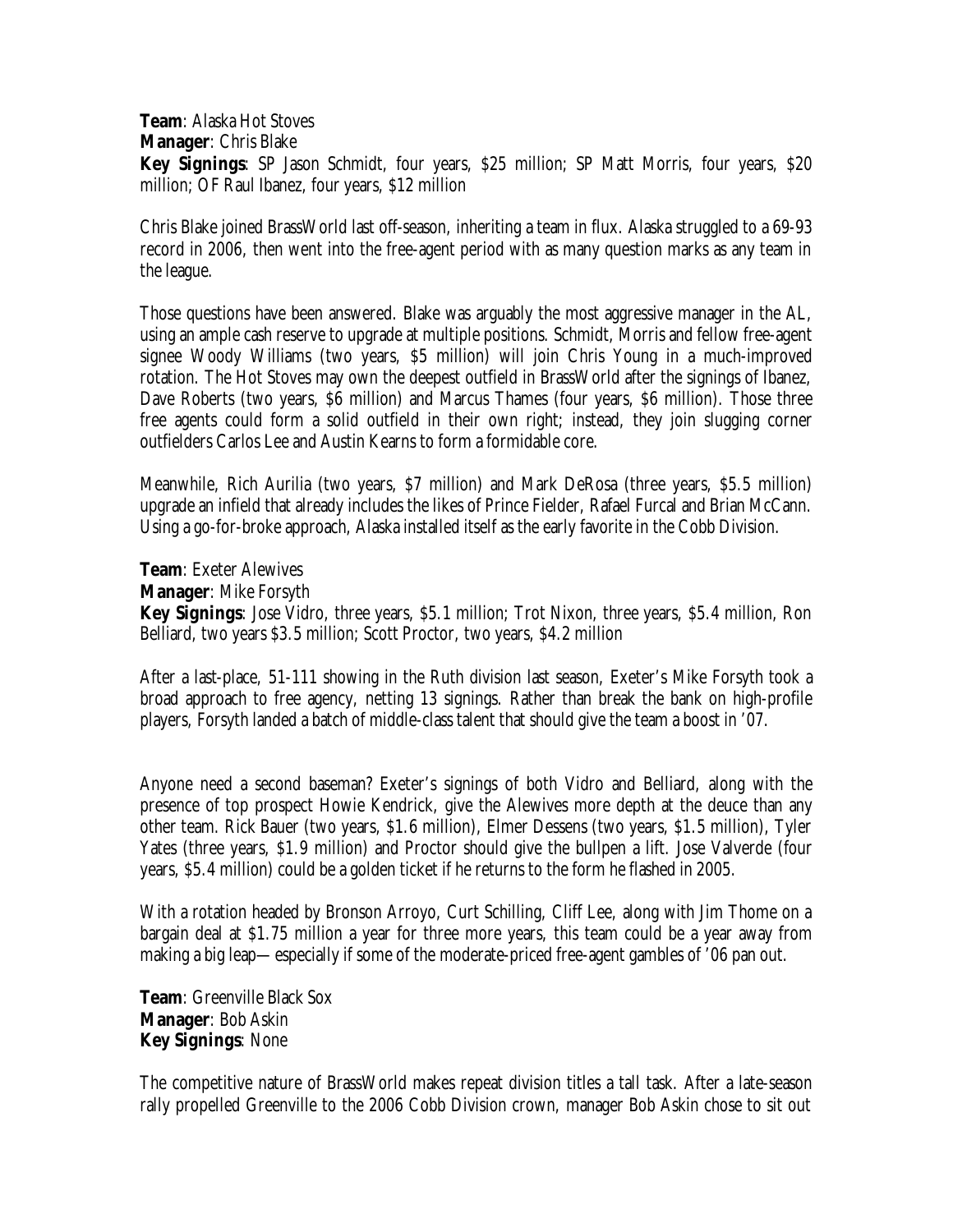**Team**: Alaska Hot Stoves
**Manager**: Chris Blake
**Key Signings**: SP Jason Schmidt, four years, $25 million; SP Matt Morris, four years, $20 million; OF Raul Ibanez, four years, $12 million

Chris Blake joined BrassWorld last off-season, inheriting a team in flux. Alaska struggled to a 69-93 record in 2006, then went into the free-agent period with as many question marks as any team in the league.

Those questions have been answered. Blake was arguably the most aggressive manager in the AL, using an ample cash reserve to upgrade at multiple positions. Schmidt, Morris and fellow free-agent signee Woody Williams (two years, $5 million) will join Chris Young in a much-improved rotation. The Hot Stoves may own the deepest outfield in BrassWorld after the signings of Ibanez, Dave Roberts (two years, $6 million) and Marcus Thames (four years, $6 million). Those three free agents could form a solid outfield in their own right; instead, they join slugging corner outfielders Carlos Lee and Austin Kearns to form a formidable core.

Meanwhile, Rich Aurilia (two years, $7 million) and Mark DeRosa (three years, $5.5 million) upgrade an infield that already includes the likes of Prince Fielder, Rafael Furcal and Brian McCann. Using a go-for-broke approach, Alaska installed itself as the early favorite in the Cobb Division.

**Team**: Exeter Alewives
**Manager**: Mike Forsyth
**Key Signings**: Jose Vidro, three years, $5.1 million; Trot Nixon, three years, $5.4 million, Ron Belliard, two years $3.5 million; Scott Proctor, two years, $4.2 million

After a last-place, 51-111 showing in the Ruth division last season, Exeter's Mike Forsyth took a broad approach to free agency, netting 13 signings. Rather than break the bank on high-profile players, Forsyth landed a batch of middle-class talent that should give the team a boost in '07.

Anyone need a second baseman? Exeter's signings of both Vidro and Belliard, along with the presence of top prospect Howie Kendrick, give the Alewives more depth at the deuce than any other team. Rick Bauer (two years, $1.6 million), Elmer Dessens (two years, $1.5 million), Tyler Yates (three years, $1.9 million) and Proctor should give the bullpen a lift. Jose Valverde (four years, $5.4 million) could be a golden ticket if he returns to the form he flashed in 2005.

With a rotation headed by Bronson Arroyo, Curt Schilling, Cliff Lee, along with Jim Thome on a bargain deal at $1.75 million a year for three more years, this team could be a year away from making a big leap—especially if some of the moderate-priced free-agent gambles of '06 pan out.

**Team**: Greenville Black Sox
**Manager**: Bob Askin
**Key Signings**: None

The competitive nature of BrassWorld makes repeat division titles a tall task. After a late-season rally propelled Greenville to the 2006 Cobb Division crown, manager Bob Askin chose to sit out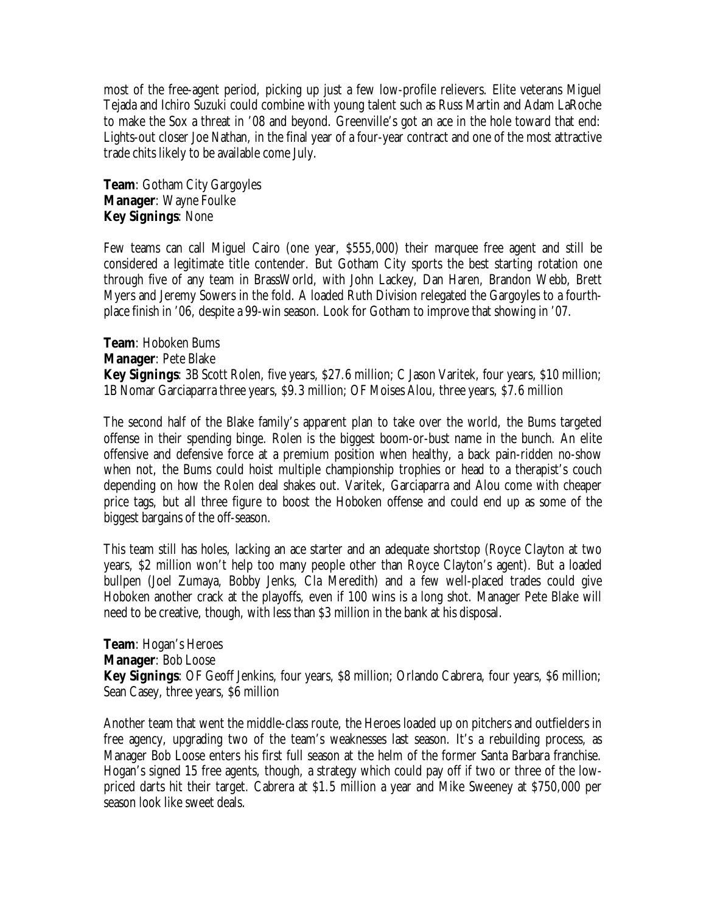most of the free-agent period, picking up just a few low-profile relievers. Elite veterans Miguel Tejada and Ichiro Suzuki could combine with young talent such as Russ Martin and Adam LaRoche to make the Sox a threat in '08 and beyond. Greenville's got an ace in the hole toward that end: Lights-out closer Joe Nathan, in the final year of a four-year contract and one of the most attractive trade chits likely to be available come July.

**Team**: Gotham City Gargoyles
**Manager**: Wayne Foulke
**Key Signings**: None

Few teams can call Miguel Cairo (one year, $555,000) their marquee free agent and still be considered a legitimate title contender. But Gotham City sports the best starting rotation one through five of any team in BrassWorld, with John Lackey, Dan Haren, Brandon Webb, Brett Myers and Jeremy Sowers in the fold. A loaded Ruth Division relegated the Gargoyles to a fourth-place finish in '06, despite a 99-win season. Look for Gotham to improve that showing in '07.

**Team**: Hoboken Bums
**Manager**: Pete Blake
**Key Signings**: 3B Scott Rolen, five years, $27.6 million; C Jason Varitek, four years, $10 million; 1B Nomar Garciaparra three years, $9.3 million; OF Moises Alou, three years, $7.6 million

The second half of the Blake family's apparent plan to take over the world, the Bums targeted offense in their spending binge. Rolen is the biggest boom-or-bust name in the bunch. An elite offensive and defensive force at a premium position when healthy, a back pain-ridden no-show when not, the Bums could hoist multiple championship trophies or head to a therapist's couch depending on how the Rolen deal shakes out. Varitek, Garciaparra and Alou come with cheaper price tags, but all three figure to boost the Hoboken offense and could end up as some of the biggest bargains of the off-season.

This team still has holes, lacking an ace starter and an adequate shortstop (Royce Clayton at two years, $2 million won't help too many people other than Royce Clayton's agent). But a loaded bullpen (Joel Zumaya, Bobby Jenks, Cla Meredith) and a few well-placed trades could give Hoboken another crack at the playoffs, even if 100 wins is a long shot. Manager Pete Blake will need to be creative, though, with less than $3 million in the bank at his disposal.

**Team**: Hogan's Heroes
**Manager**: Bob Loose
**Key Signings**: OF Geoff Jenkins, four years, $8 million; Orlando Cabrera, four years, $6 million; Sean Casey, three years, $6 million

Another team that went the middle-class route, the Heroes loaded up on pitchers and outfielders in free agency, upgrading two of the team's weaknesses last season. It's a rebuilding process, as Manager Bob Loose enters his first full season at the helm of the former Santa Barbara franchise. Hogan's signed 15 free agents, though, a strategy which could pay off if two or three of the low-priced darts hit their target. Cabrera at $1.5 million a year and Mike Sweeney at $750,000 per season look like sweet deals.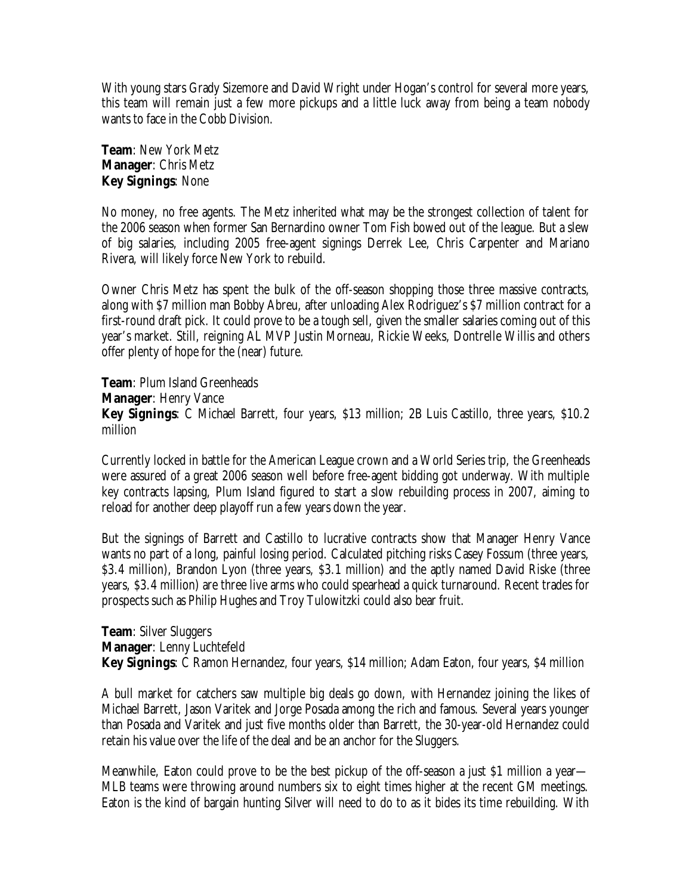With young stars Grady Sizemore and David Wright under Hogan's control for several more years, this team will remain just a few more pickups and a little luck away from being a team nobody wants to face in the Cobb Division.

**Team**: New York Metz
**Manager**: Chris Metz
**Key Signings**: None

No money, no free agents. The Metz inherited what may be the strongest collection of talent for the 2006 season when former San Bernardino owner Tom Fish bowed out of the league. But a slew of big salaries, including 2005 free-agent signings Derrek Lee, Chris Carpenter and Mariano Rivera, will likely force New York to rebuild.

Owner Chris Metz has spent the bulk of the off-season shopping those three massive contracts, along with $7 million man Bobby Abreu, after unloading Alex Rodriguez's $7 million contract for a first-round draft pick. It could prove to be a tough sell, given the smaller salaries coming out of this year's market. Still, reigning AL MVP Justin Morneau, Rickie Weeks, Dontrelle Willis and others offer plenty of hope for the (near) future.

**Team**: Plum Island Greenheads
**Manager**: Henry Vance
**Key Signings**: C Michael Barrett, four years, $13 million; 2B Luis Castillo, three years, $10.2 million

Currently locked in battle for the American League crown and a World Series trip, the Greenheads were assured of a great 2006 season well before free-agent bidding got underway. With multiple key contracts lapsing, Plum Island figured to start a slow rebuilding process in 2007, aiming to reload for another deep playoff run a few years down the year.

But the signings of Barrett and Castillo to lucrative contracts show that Manager Henry Vance wants no part of a long, painful losing period. Calculated pitching risks Casey Fossum (three years, $3.4 million), Brandon Lyon (three years, $3.1 million) and the aptly named David Riske (three years, $3.4 million) are three live arms who could spearhead a quick turnaround. Recent trades for prospects such as Philip Hughes and Troy Tulowitzki could also bear fruit.

**Team**: Silver Sluggers
**Manager**: Lenny Luchtefeld
**Key Signings**: C Ramon Hernandez, four years, $14 million; Adam Eaton, four years, $4 million

A bull market for catchers saw multiple big deals go down, with Hernandez joining the likes of Michael Barrett, Jason Varitek and Jorge Posada among the rich and famous. Several years younger than Posada and Varitek and just five months older than Barrett, the 30-year-old Hernandez could retain his value over the life of the deal and be an anchor for the Sluggers.

Meanwhile, Eaton could prove to be the best pickup of the off-season a just $1 million a year—MLB teams were throwing around numbers six to eight times higher at the recent GM meetings. Eaton is the kind of bargain hunting Silver will need to do to as it bides its time rebuilding. With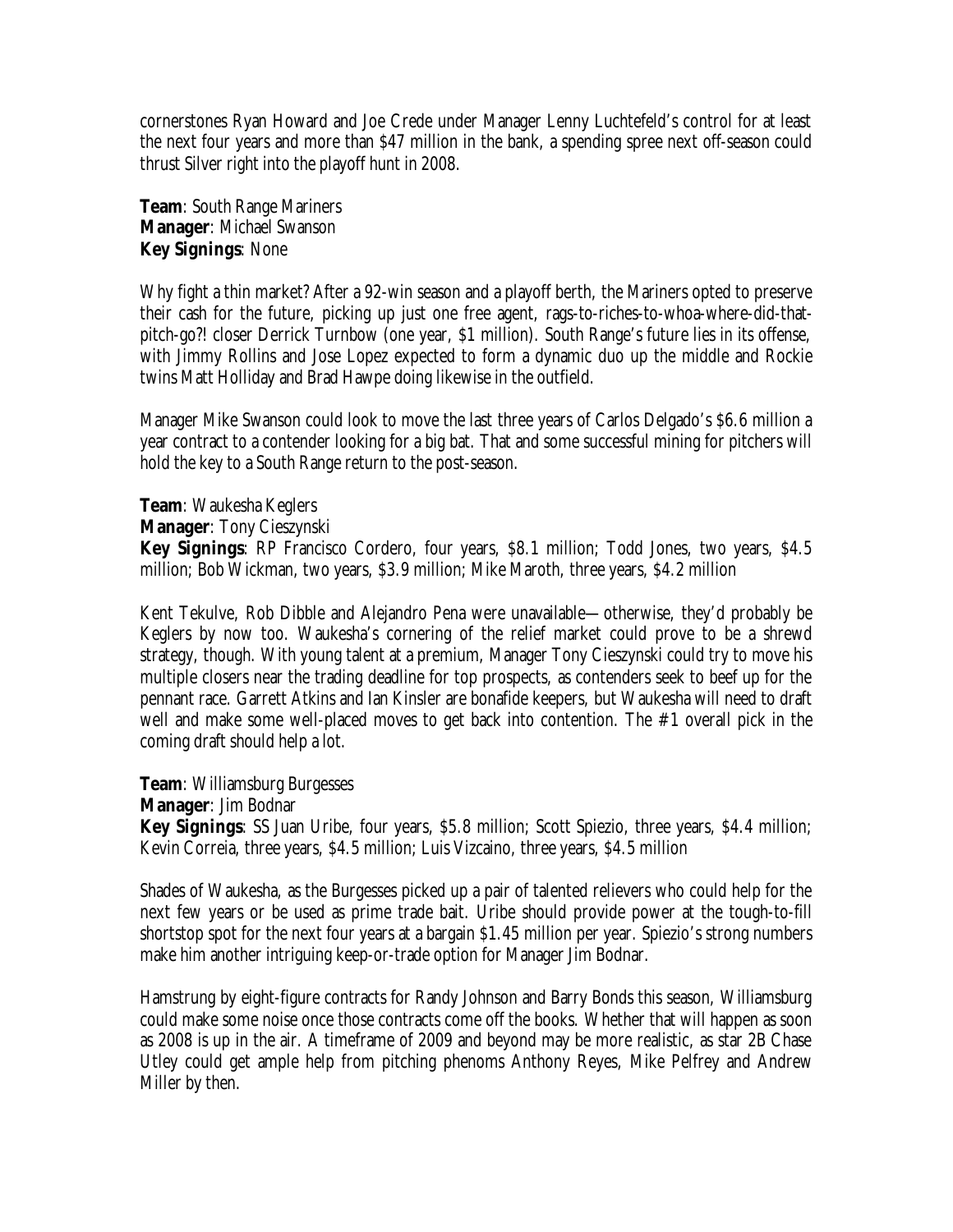cornerstones Ryan Howard and Joe Crede under Manager Lenny Luchtefeld's control for at least the next four years and more than $47 million in the bank, a spending spree next off-season could thrust Silver right into the playoff hunt in 2008.

**Team**: South Range Mariners
**Manager**: Michael Swanson
**Key Signings**: None

Why fight a thin market? After a 92-win season and a playoff berth, the Mariners opted to preserve their cash for the future, picking up just one free agent, rags-to-riches-to-whoa-where-did-that-pitch-go?! closer Derrick Turnbow (one year, $1 million). South Range's future lies in its offense, with Jimmy Rollins and Jose Lopez expected to form a dynamic duo up the middle and Rockie twins Matt Holliday and Brad Hawpe doing likewise in the outfield.

Manager Mike Swanson could look to move the last three years of Carlos Delgado's $6.6 million a year contract to a contender looking for a big bat. That and some successful mining for pitchers will hold the key to a South Range return to the post-season.

**Team**: Waukesha Keglers
**Manager**: Tony Cieszynski
**Key Signings**: RP Francisco Cordero, four years, $8.1 million; Todd Jones, two years, $4.5 million; Bob Wickman, two years, $3.9 million; Mike Maroth, three years, $4.2 million

Kent Tekulve, Rob Dibble and Alejandro Pena were unavailable—otherwise, they'd probably be Keglers by now too. Waukesha's cornering of the relief market could prove to be a shrewd strategy, though. With young talent at a premium, Manager Tony Cieszynski could try to move his multiple closers near the trading deadline for top prospects, as contenders seek to beef up for the pennant race. Garrett Atkins and Ian Kinsler are bonafide keepers, but Waukesha will need to draft well and make some well-placed moves to get back into contention. The #1 overall pick in the coming draft should help a lot.

**Team**: Williamsburg Burgesses
**Manager**: Jim Bodnar
**Key Signings**: SS Juan Uribe, four years, $5.8 million; Scott Spiezio, three years, $4.4 million; Kevin Correia, three years, $4.5 million; Luis Vizcaino, three years, $4.5 million

Shades of Waukesha, as the Burgesses picked up a pair of talented relievers who could help for the next few years or be used as prime trade bait. Uribe should provide power at the tough-to-fill shortstop spot for the next four years at a bargain $1.45 million per year. Spiezio's strong numbers make him another intriguing keep-or-trade option for Manager Jim Bodnar.

Hamstrung by eight-figure contracts for Randy Johnson and Barry Bonds this season, Williamsburg could make some noise once those contracts come off the books. Whether that will happen as soon as 2008 is up in the air. A timeframe of 2009 and beyond may be more realistic, as star 2B Chase Utley could get ample help from pitching phenoms Anthony Reyes, Mike Pelfrey and Andrew Miller by then.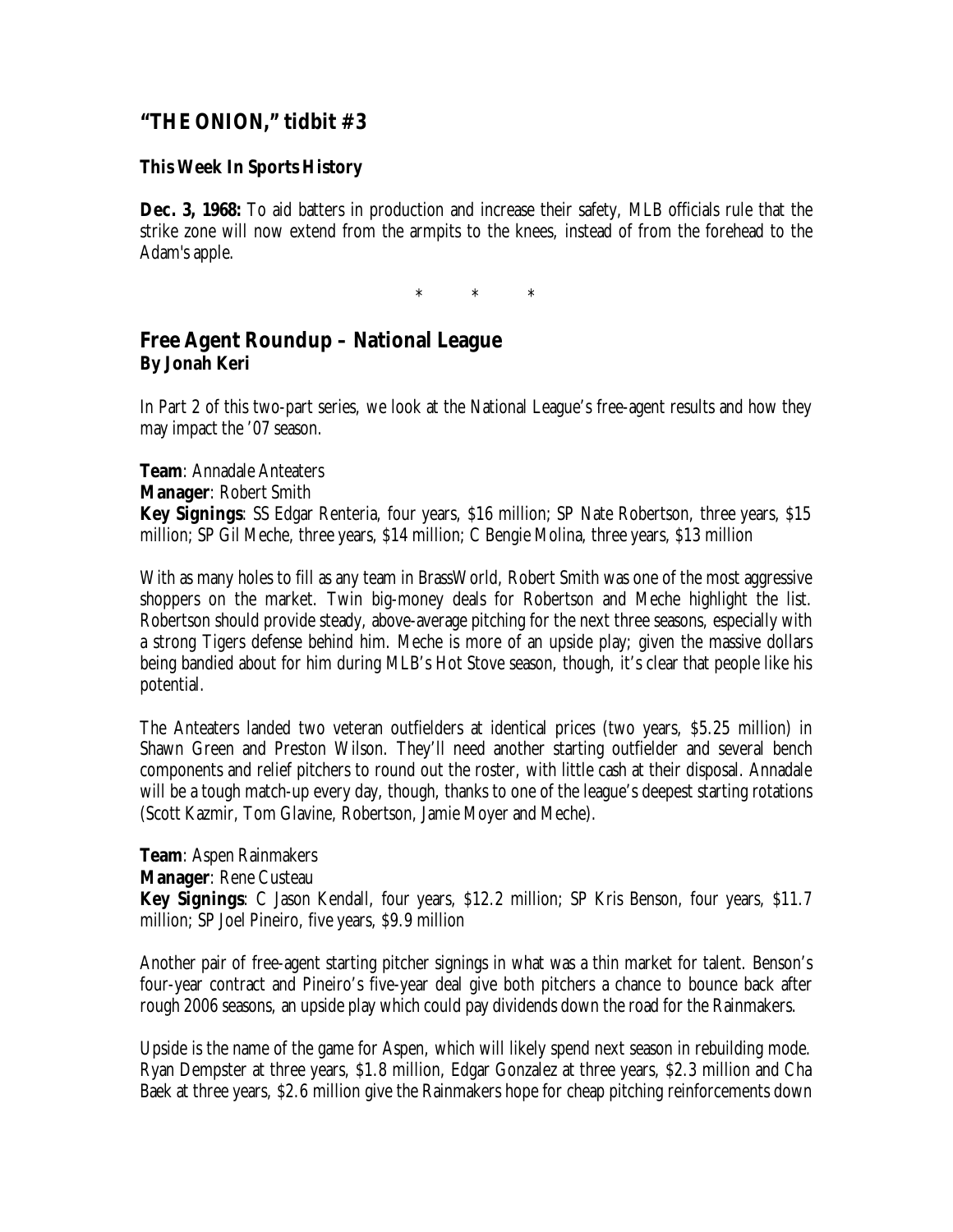## "THE ONION," tidbit #3

**This Week In Sports History**

**Dec. 3, 1968:** To aid batters in production and increase their safety, MLB officials rule that the strike zone will now extend from the armpits to the knees, instead of from the forehead to the Adam's apple.

\* \* \*

## Free Agent Roundup – National League
**By Jonah Keri**

In Part 2 of this two-part series, we look at the National League's free-agent results and how they may impact the '07 season.

**Team**: Annadale Anteaters
**Manager**: Robert Smith
**Key Signings**: SS Edgar Renteria, four years, $16 million; SP Nate Robertson, three years, $15 million; SP Gil Meche, three years, $14 million; C Bengie Molina, three years, $13 million

With as many holes to fill as any team in BrassWorld, Robert Smith was one of the most aggressive shoppers on the market. Twin big-money deals for Robertson and Meche highlight the list. Robertson should provide steady, above-average pitching for the next three seasons, especially with a strong Tigers defense behind him. Meche is more of an upside play; given the massive dollars being bandied about for him during MLB's Hot Stove season, though, it's clear that people like his potential.

The Anteaters landed two veteran outfielders at identical prices (two years, $5.25 million) in Shawn Green and Preston Wilson. They'll need another starting outfielder and several bench components and relief pitchers to round out the roster, with little cash at their disposal. Annadale will be a tough match-up every day, though, thanks to one of the league's deepest starting rotations (Scott Kazmir, Tom Glavine, Robertson, Jamie Moyer and Meche).

**Team**: Aspen Rainmakers
**Manager**: Rene Custeau
**Key Signings**: C Jason Kendall, four years, $12.2 million; SP Kris Benson, four years, $11.7 million; SP Joel Pineiro, five years, $9.9 million

Another pair of free-agent starting pitcher signings in what was a thin market for talent. Benson's four-year contract and Pineiro's five-year deal give both pitchers a chance to bounce back after rough 2006 seasons, an upside play which could pay dividends down the road for the Rainmakers.

Upside is the name of the game for Aspen, which will likely spend next season in rebuilding mode. Ryan Dempster at three years, $1.8 million, Edgar Gonzalez at three years, $2.3 million and Cha Baek at three years, $2.6 million give the Rainmakers hope for cheap pitching reinforcements down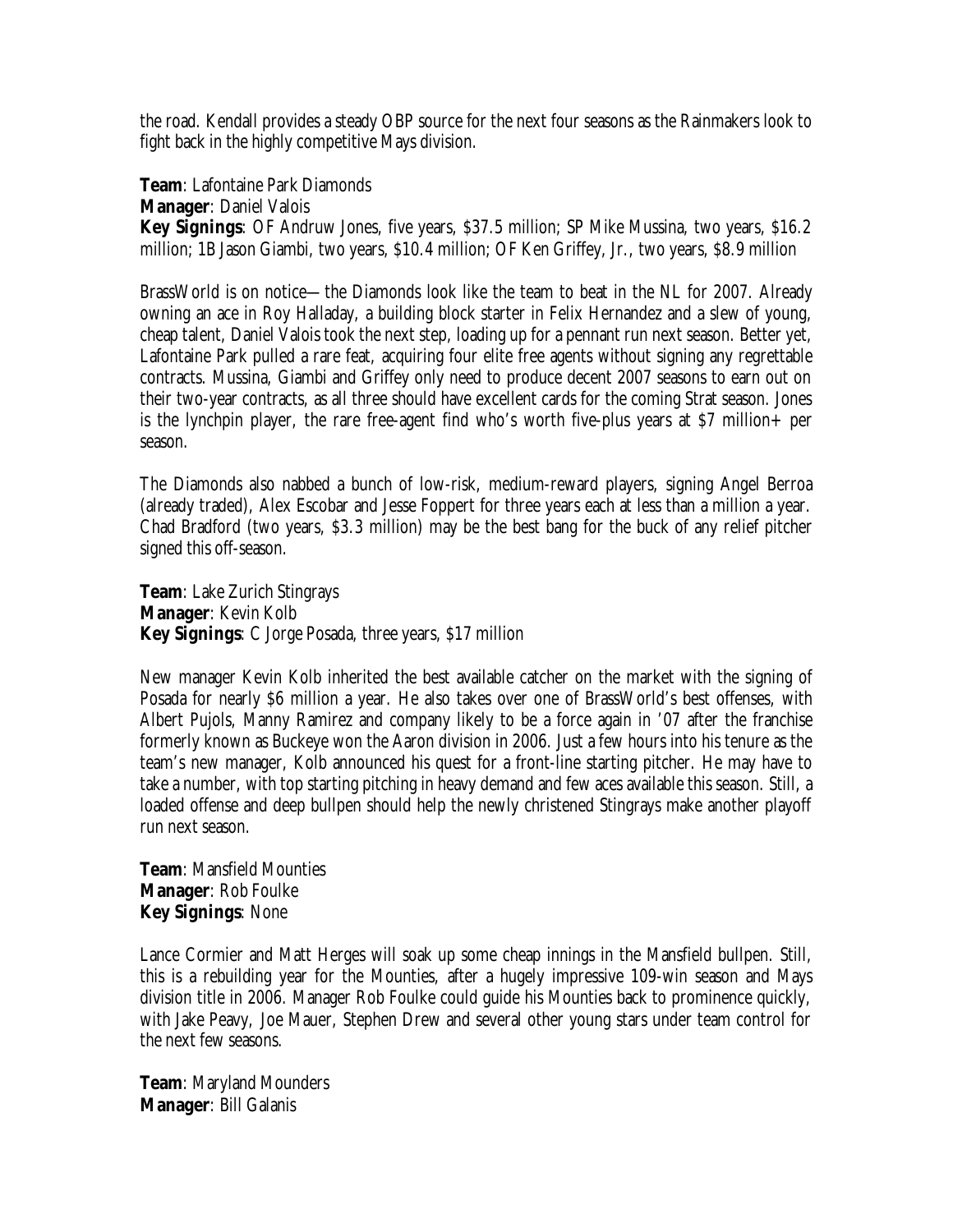the road. Kendall provides a steady OBP source for the next four seasons as the Rainmakers look to fight back in the highly competitive Mays division.

**Team**: Lafontaine Park Diamonds
**Manager**: Daniel Valois
**Key Signings**: OF Andruw Jones, five years, $37.5 million; SP Mike Mussina, two years, $16.2 million; 1B Jason Giambi, two years, $10.4 million; OF Ken Griffey, Jr., two years, $8.9 million

BrassWorld is on notice—the Diamonds look like the team to beat in the NL for 2007. Already owning an ace in Roy Halladay, a building block starter in Felix Hernandez and a slew of young, cheap talent, Daniel Valois took the next step, loading up for a pennant run next season. Better yet, Lafontaine Park pulled a rare feat, acquiring four elite free agents without signing any regrettable contracts. Mussina, Giambi and Griffey only need to produce decent 2007 seasons to earn out on their two-year contracts, as all three should have excellent cards for the coming Strat season. Jones is the lynchpin player, the rare free-agent find who's worth five-plus years at $7 million+ per season.

The Diamonds also nabbed a bunch of low-risk, medium-reward players, signing Angel Berroa (already traded), Alex Escobar and Jesse Foppert for three years each at less than a million a year. Chad Bradford (two years, $3.3 million) may be the best bang for the buck of any relief pitcher signed this off-season.

**Team**: Lake Zurich Stingrays
**Manager**: Kevin Kolb
**Key Signings**: C Jorge Posada, three years, $17 million

New manager Kevin Kolb inherited the best available catcher on the market with the signing of Posada for nearly $6 million a year. He also takes over one of BrassWorld's best offenses, with Albert Pujols, Manny Ramirez and company likely to be a force again in '07 after the franchise formerly known as Buckeye won the Aaron division in 2006. Just a few hours into his tenure as the team's new manager, Kolb announced his quest for a front-line starting pitcher. He may have to take a number, with top starting pitching in heavy demand and few aces available this season. Still, a loaded offense and deep bullpen should help the newly christened Stingrays make another playoff run next season.

**Team**: Mansfield Mounties
**Manager**: Rob Foulke
**Key Signings**: None

Lance Cormier and Matt Herges will soak up some cheap innings in the Mansfield bullpen. Still, this is a rebuilding year for the Mounties, after a hugely impressive 109-win season and Mays division title in 2006. Manager Rob Foulke could guide his Mounties back to prominence quickly, with Jake Peavy, Joe Mauer, Stephen Drew and several other young stars under team control for the next few seasons.

**Team**: Maryland Mounders
**Manager**: Bill Galanis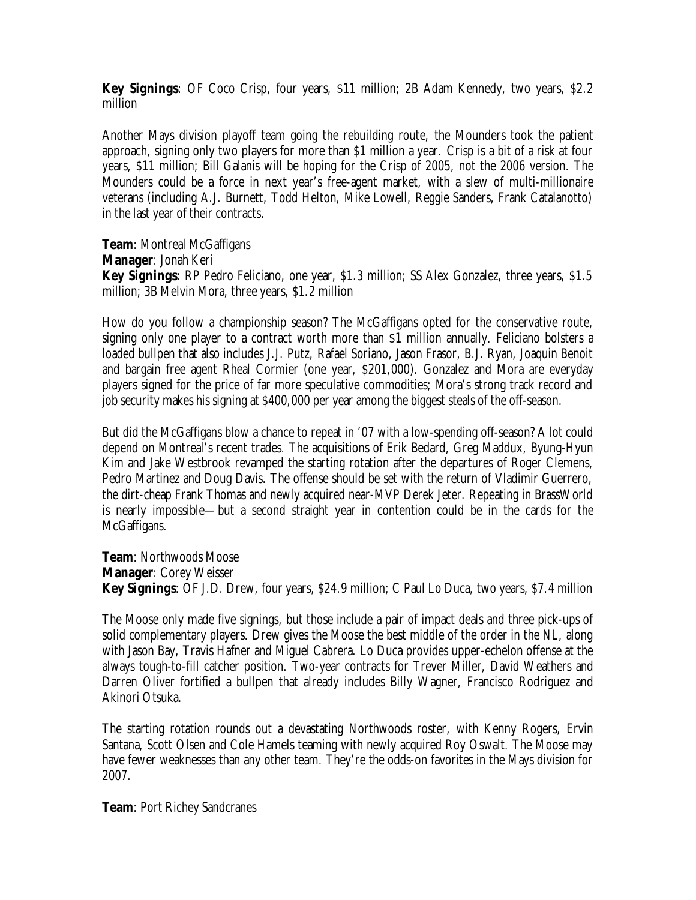**Key Signings**: OF Coco Crisp, four years, $11 million; 2B Adam Kennedy, two years, $2.2 million

Another Mays division playoff team going the rebuilding route, the Mounders took the patient approach, signing only two players for more than $1 million a year. Crisp is a bit of a risk at four years, $11 million; Bill Galanis will be hoping for the Crisp of 2005, not the 2006 version. The Mounders could be a force in next year's free-agent market, with a slew of multi-millionaire veterans (including A.J. Burnett, Todd Helton, Mike Lowell, Reggie Sanders, Frank Catalanotto) in the last year of their contracts.

**Team**: Montreal McGaffigans
**Manager**: Jonah Keri
**Key Signings**: RP Pedro Feliciano, one year, $1.3 million; SS Alex Gonzalez, three years, $1.5 million; 3B Melvin Mora, three years, $1.2 million

How do you follow a championship season? The McGaffigans opted for the conservative route, signing only one player to a contract worth more than $1 million annually. Feliciano bolsters a loaded bullpen that also includes J.J. Putz, Rafael Soriano, Jason Frasor, B.J. Ryan, Joaquin Benoit and bargain free agent Rheal Cormier (one year, $201,000). Gonzalez and Mora are everyday players signed for the price of far more speculative commodities; Mora's strong track record and job security makes his signing at $400,000 per year among the biggest steals of the off-season.

But did the McGaffigans blow a chance to repeat in '07 with a low-spending off-season? A lot could depend on Montreal's recent trades. The acquisitions of Erik Bedard, Greg Maddux, Byung-Hyun Kim and Jake Westbrook revamped the starting rotation after the departures of Roger Clemens, Pedro Martinez and Doug Davis. The offense should be set with the return of Vladimir Guerrero, the dirt-cheap Frank Thomas and newly acquired near-MVP Derek Jeter. Repeating in BrassWorld is nearly impossible—but a second straight year in contention could be in the cards for the McGaffigans.

**Team**: Northwoods Moose
**Manager**: Corey Weisser
**Key Signings**: OF J.D. Drew, four years, $24.9 million; C Paul Lo Duca, two years, $7.4 million

The Moose only made five signings, but those include a pair of impact deals and three pick-ups of solid complementary players. Drew gives the Moose the best middle of the order in the NL, along with Jason Bay, Travis Hafner and Miguel Cabrera. Lo Duca provides upper-echelon offense at the always tough-to-fill catcher position. Two-year contracts for Trever Miller, David Weathers and Darren Oliver fortified a bullpen that already includes Billy Wagner, Francisco Rodriguez and Akinori Otsuka.

The starting rotation rounds out a devastating Northwoods roster, with Kenny Rogers, Ervin Santana, Scott Olsen and Cole Hamels teaming with newly acquired Roy Oswalt. The Moose may have fewer weaknesses than any other team. They're the odds-on favorites in the Mays division for 2007.

**Team**: Port Richey Sandcranes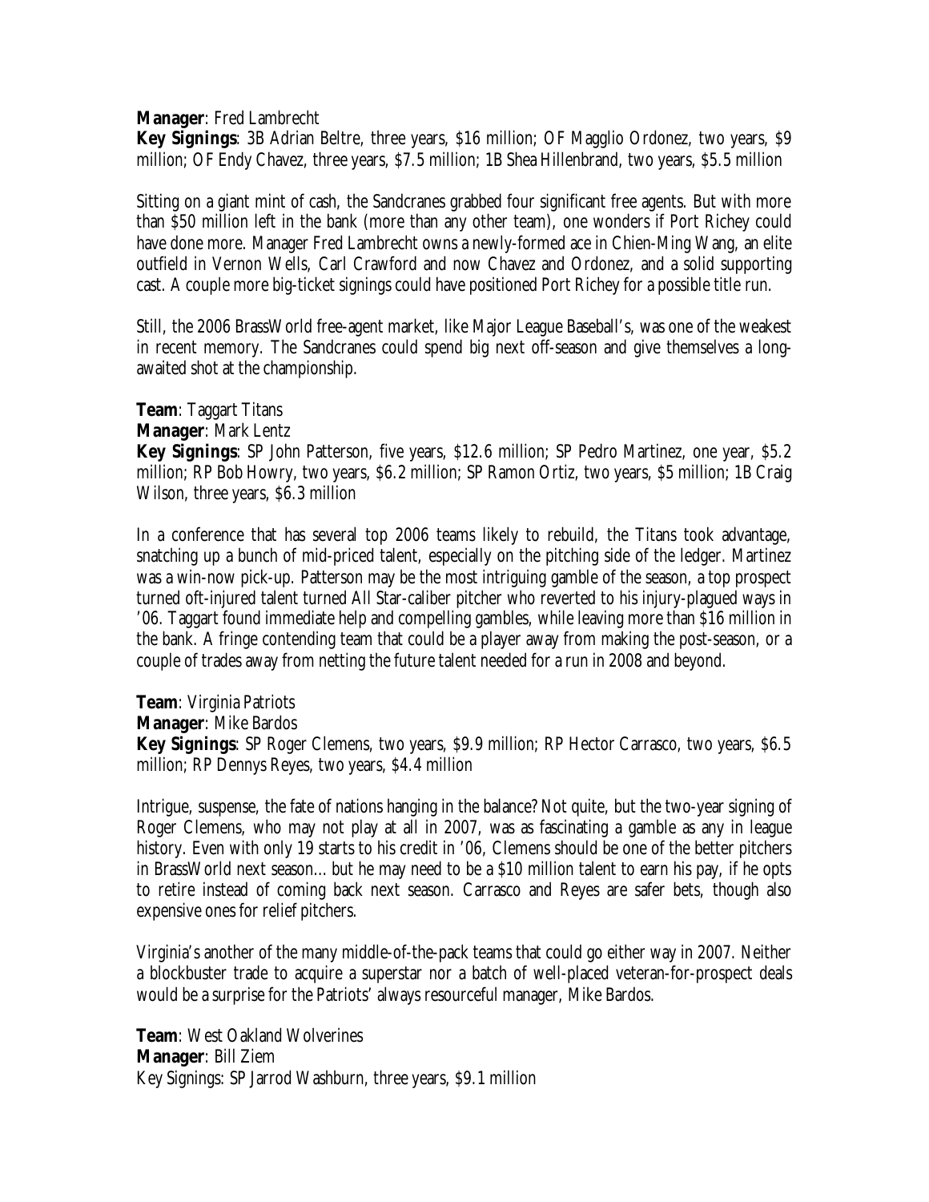**Manager**: Fred Lambrecht
**Key Signings**: 3B Adrian Beltre, three years, $16 million; OF Magglio Ordonez, two years, $9 million; OF Endy Chavez, three years, $7.5 million; 1B Shea Hillenbrand, two years, $5.5 million

Sitting on a giant mint of cash, the Sandcranes grabbed four significant free agents. But with more than $50 million left in the bank (more than any other team), one wonders if Port Richey could have done more. Manager Fred Lambrecht owns a newly-formed ace in Chien-Ming Wang, an elite outfield in Vernon Wells, Carl Crawford and now Chavez and Ordonez, and a solid supporting cast. A couple more big-ticket signings could have positioned Port Richey for a possible title run.

Still, the 2006 BrassWorld free-agent market, like Major League Baseball's, was one of the weakest in recent memory. The Sandcranes could spend big next off-season and give themselves a long-awaited shot at the championship.

**Team**: Taggart Titans
**Manager**: Mark Lentz
**Key Signings**: SP John Patterson, five years, $12.6 million; SP Pedro Martinez, one year, $5.2 million; RP Bob Howry, two years, $6.2 million; SP Ramon Ortiz, two years, $5 million; 1B Craig Wilson, three years, $6.3 million

In a conference that has several top 2006 teams likely to rebuild, the Titans took advantage, snatching up a bunch of mid-priced talent, especially on the pitching side of the ledger. Martinez was a win-now pick-up. Patterson may be the most intriguing gamble of the season, a top prospect turned oft-injured talent turned All Star-caliber pitcher who reverted to his injury-plagued ways in '06. Taggart found immediate help and compelling gambles, while leaving more than $16 million in the bank. A fringe contending team that could be a player away from making the post-season, or a couple of trades away from netting the future talent needed for a run in 2008 and beyond.

**Team**: Virginia Patriots
**Manager**: Mike Bardos
**Key Signings**: SP Roger Clemens, two years, $9.9 million; RP Hector Carrasco, two years, $6.5 million; RP Dennys Reyes, two years, $4.4 million

Intrigue, suspense, the fate of nations hanging in the balance? Not quite, but the two-year signing of Roger Clemens, who may not play at all in 2007, was as fascinating a gamble as any in league history. Even with only 19 starts to his credit in '06, Clemens should be one of the better pitchers in BrassWorld next season… but he may need to be a $10 million talent to earn his pay, if he opts to retire instead of coming back next season. Carrasco and Reyes are safer bets, though also expensive ones for relief pitchers.

Virginia's another of the many middle-of-the-pack teams that could go either way in 2007. Neither a blockbuster trade to acquire a superstar nor a batch of well-placed veteran-for-prospect deals would be a surprise for the Patriots' always resourceful manager, Mike Bardos.

**Team**: West Oakland Wolverines
**Manager**: Bill Ziem
Key Signings: SP Jarrod Washburn, three years, $9.1 million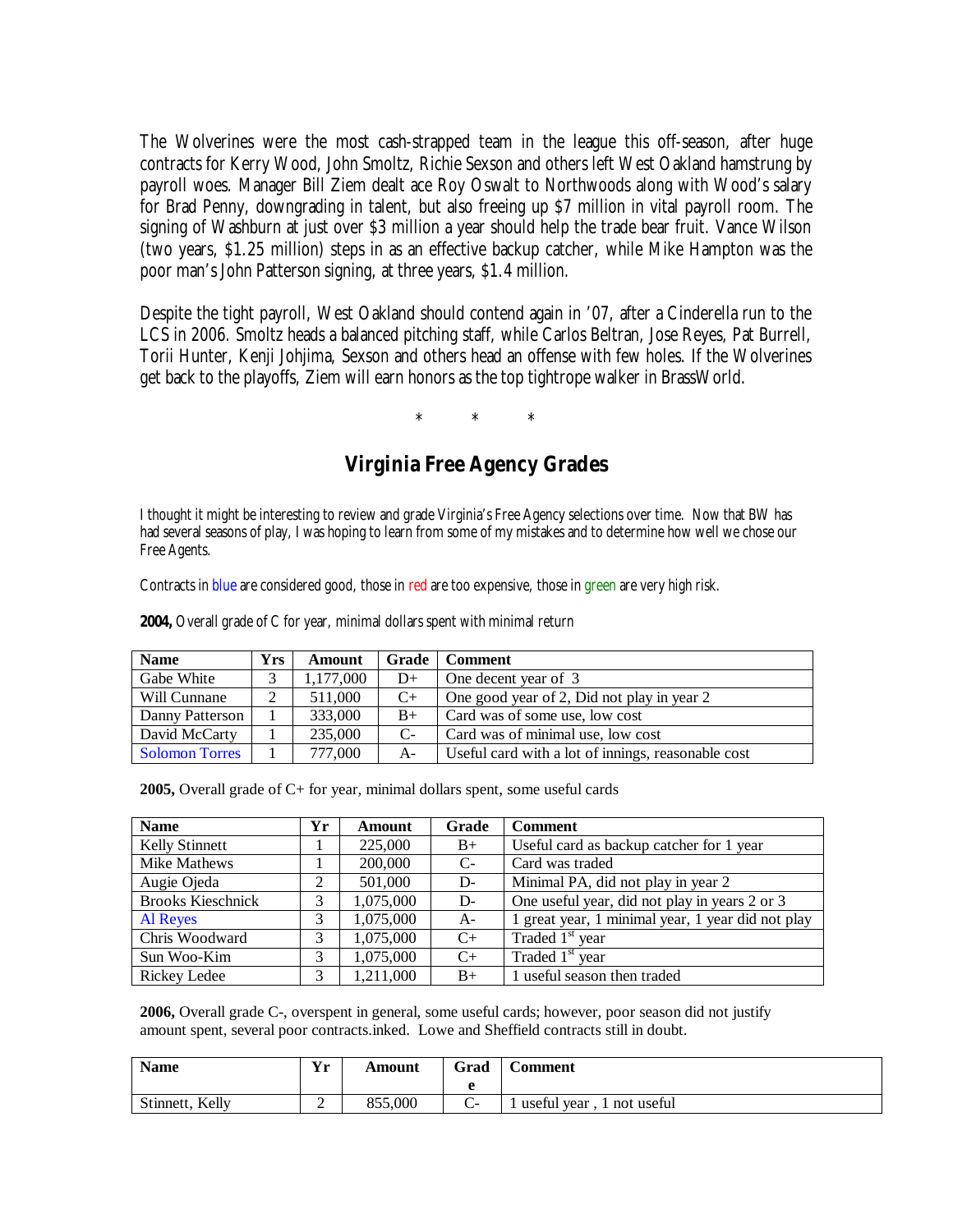The Wolverines were the most cash-strapped team in the league this off-season, after huge contracts for Kerry Wood, John Smoltz, Richie Sexson and others left West Oakland hamstrung by payroll woes. Manager Bill Ziem dealt ace Roy Oswalt to Northwoods along with Wood's salary for Brad Penny, downgrading in talent, but also freeing up $7 million in vital payroll room. The signing of Washburn at just over $3 million a year should help the trade bear fruit. Vance Wilson (two years, $1.25 million) steps in as an effective backup catcher, while Mike Hampton was the poor man's John Patterson signing, at three years, $1.4 million.

Despite the tight payroll, West Oakland should contend again in '07, after a Cinderella run to the LCS in 2006. Smoltz heads a balanced pitching staff, while Carlos Beltran, Jose Reyes, Pat Burrell, Torii Hunter, Kenji Johjima, Sexson and others head an offense with few holes. If the Wolverines get back to the playoffs, Ziem will earn honors as the top tightrope walker in BrassWorld.

\*    \*    \*

## Virginia Free Agency Grades

I thought it might be interesting to review and grade Virginia's Free Agency selections over time. Now that BW has had several seasons of play, I was hoping to learn from some of my mistakes and to determine how well we chose our Free Agents.

Contracts in blue are considered good, those in red are too expensive, those in green are very high risk.

**2004,** Overall grade of C for year, minimal dollars spent with minimal return

| Name | Yrs | Amount | Grade | Comment |
|---|---|---|---|---|
| Gabe White | 3 | 1,177,000 | D+ | One decent year of 3 |
| Will Cunnane | 2 | 511,000 | C+ | One good year of 2, Did not play in year 2 |
| Danny Patterson | 1 | 333,000 | B+ | Card was of some use, low cost |
| David McCarty | 1 | 235,000 | C- | Card was of minimal use, low cost |
| Solomon Torres | 1 | 777,000 | A- | Useful card with a lot of innings, reasonable cost |

**2005,** Overall grade of C+ for year, minimal dollars spent, some useful cards

| Name | Yr | Amount | Grade | Comment |
|---|---|---|---|---|
| Kelly Stinnett | 1 | 225,000 | B+ | Useful card as backup catcher for 1 year |
| Mike Mathews | 1 | 200,000 | C- | Card was traded |
| Augie Ojeda | 2 | 501,000 | D- | Minimal PA, did not play in year 2 |
| Brooks Kieschnick | 3 | 1,075,000 | D- | One useful year, did not play in years 2 or 3 |
| Al Reyes | 3 | 1,075,000 | A- | 1 great year, 1 minimal year, 1 year did not play |
| Chris Woodward | 3 | 1,075,000 | C+ | Traded 1st year |
| Sun Woo-Kim | 3 | 1,075,000 | C+ | Traded 1st year |
| Rickey Ledee | 3 | 1,211,000 | B+ | 1 useful season then traded |

**2006,** Overall grade C-, overspent in general, some useful cards; however, poor season did not justify amount spent, several poor contracts.inked. Lowe and Sheffield contracts still in doubt.

| Name | Yr | Amount | Grade | Comment |
|---|---|---|---|---|
| Stinnett, Kelly | 2 | 855,000 | C- | 1 useful year , 1 not useful |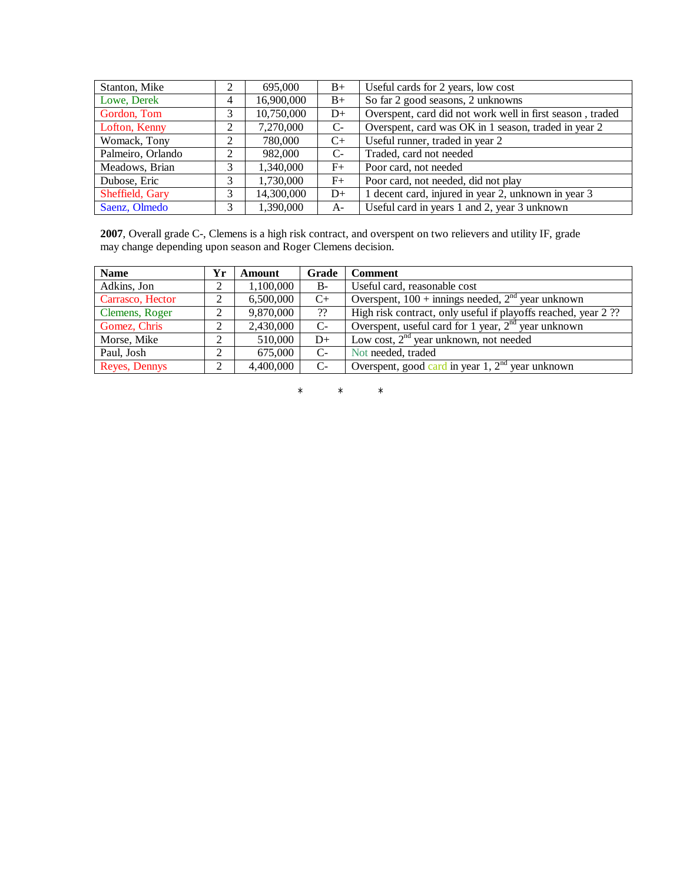| | | | | |
|---|---|---|---|---|
| Stanton, Mike | 2 | 695,000 | B+ | Useful cards for 2 years, low cost |
| Lowe, Derek | 4 | 16,900,000 | B+ | So far 2 good seasons, 2 unknowns |
| Gordon, Tom | 3 | 10,750,000 | D+ | Overspent, card did not work well in first season , traded |
| Lofton, Kenny | 2 | 7,270,000 | C- | Overspent, card was OK in 1 season, traded in year 2 |
| Womack, Tony | 2 | 780,000 | C+ | Useful runner, traded in year 2 |
| Palmeiro, Orlando | 2 | 982,000 | C- | Traded, card not needed |
| Meadows, Brian | 3 | 1,340,000 | F+ | Poor card, not needed |
| Dubose, Eric | 3 | 1,730,000 | F+ | Poor card, not needed, did not play |
| Sheffield, Gary | 3 | 14,300,000 | D+ | 1 decent card, injured in year 2, unknown in year 3 |
| Saenz, Olmedo | 3 | 1,390,000 | A- | Useful card in years 1 and 2, year 3 unknown |

**2007**, Overall grade C-, Clemens is a high risk contract, and overspent on two relievers and utility IF, grade may change depending upon season and Roger Clemens decision.

| Name | Yr | Amount | Grade | Comment |
|---|---|---|---|---|
| Adkins, Jon | 2 | 1,100,000 | B- | Useful card, reasonable cost |
| Carrasco, Hector | 2 | 6,500,000 | C+ | Overspent, 100 + innings needed, 2nd year unknown |
| Clemens, Roger | 2 | 9,870,000 | ?? | High risk contract, only useful if playoffs reached, year 2 ?? |
| Gomez, Chris | 2 | 2,430,000 | C- | Overspent, useful card for 1 year, 2nd year unknown |
| Morse, Mike | 2 | 510,000 | D+ | Low cost, 2nd year unknown, not needed |
| Paul, Josh | 2 | 675,000 | C- | Not needed, traded |
| Reyes, Dennys | 2 | 4,400,000 | C- | Overspent, good card in year 1, 2nd year unknown |

\* \* \*